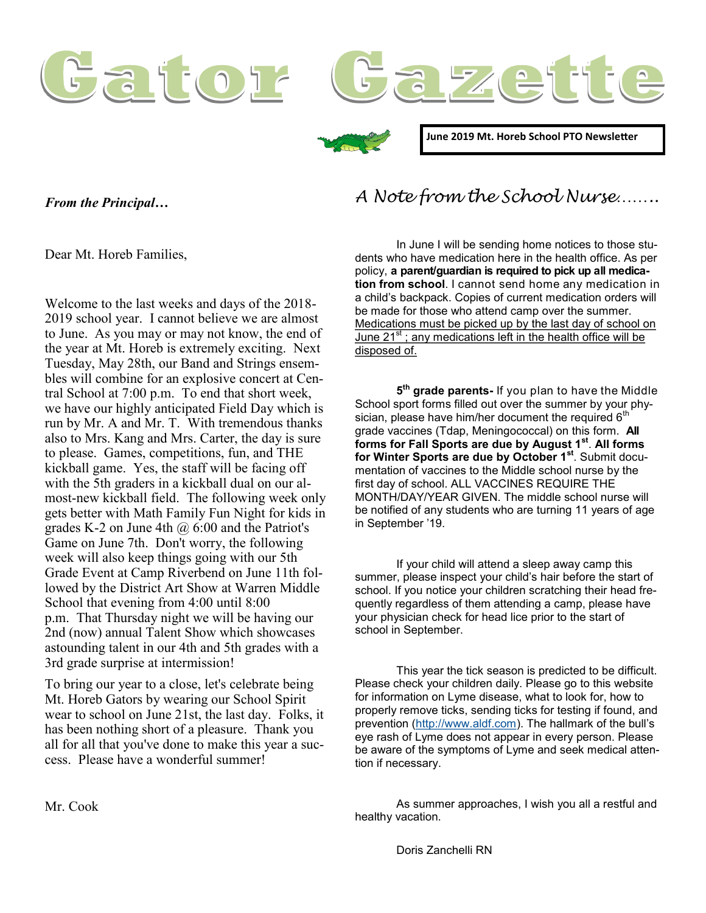# Gator Gazette

**June 2019 Mt. Horeb School PTO Newsletter**

## *From the Principal…*

Dear Mt. Horeb Families,

Welcome to the last weeks and days of the 2018-2019 school year. I cannot believe we are almost to June. As you may or may not know, the end of the year at Mt. Horeb is extremely exciting. Next Tuesday, May 28th, our Band and Strings ensembles will combine for an explosive concert at Central School at 7:00 p.m. To end that short week, we have our highly anticipated Field Day which is run by Mr. A and Mr. T. With tremendous thanks also to Mrs. Kang and Mrs. Carter, the day is sure to please. Games, competitions, fun, and THE kickball game. Yes, the staff will be facing off with the 5th graders in a kickball dual on our almost-new kickball field. The following week only gets better with Math Family Fun Night for kids in grades K-2 on June 4th @ 6:00 and the Patriot's Game on June 7th. Don't worry, the following week will also keep things going with our 5th Grade Event at Camp Riverbend on June 11th followed by the District Art Show at Warren Middle School that evening from 4:00 until 8:00 p.m. That Thursday night we will be having our 2nd (now) annual Talent Show which showcases astounding talent in our 4th and 5th grades with a 3rd grade surprise at intermission!

To bring our year to a close, let's celebrate being Mt. Horeb Gators by wearing our School Spirit wear to school on June 21st, the last day. Folks, it has been nothing short of a pleasure. Thank you all for all that you've done to make this year a success. Please have a wonderful summer!

Mr. Cook

## *A Note from the School Nurse…….*

In June I will be sending home notices to those students who have medication here in the health office. As per policy, **a parent/guardian is required to pick up all medication from school**. I cannot send home any medication in a child's backpack. Copies of current medication orders will be made for those who attend camp over the summer. <u>Medications must be picked up by the last day of school on June 21st ; any medications left in the health office will be disposed of.</u>

**5th grade parents-** If you plan to have the Middle School sport forms filled out over the summer by your physician, please have him/her document the required 6th grade vaccines (Tdap, Meningococcal) on this form. **All forms for Fall Sports are due by August 1st**. **All forms for Winter Sports are due by October 1st**. Submit documentation of vaccines to the Middle school nurse by the first day of school. ALL VACCINES REQUIRE THE MONTH/DAY/YEAR GIVEN. The middle school nurse will be notified of any students who are turning 11 years of age in September '19.

If your child will attend a sleep away camp this summer, please inspect your child's hair before the start of school. If you notice your children scratching their head frequently regardless of them attending a camp, please have your physician check for head lice prior to the start of school in September.

This year the tick season is predicted to be difficult. Please check your children daily. Please go to this website for information on Lyme disease, what to look for, how to properly remove ticks, sending ticks for testing if found, and prevention (http://www.aldf.com). The hallmark of the bull's eye rash of Lyme does not appear in every person. Please be aware of the symptoms of Lyme and seek medical attention if necessary.

As summer approaches, I wish you all a restful and healthy vacation.

Doris Zanchelli RN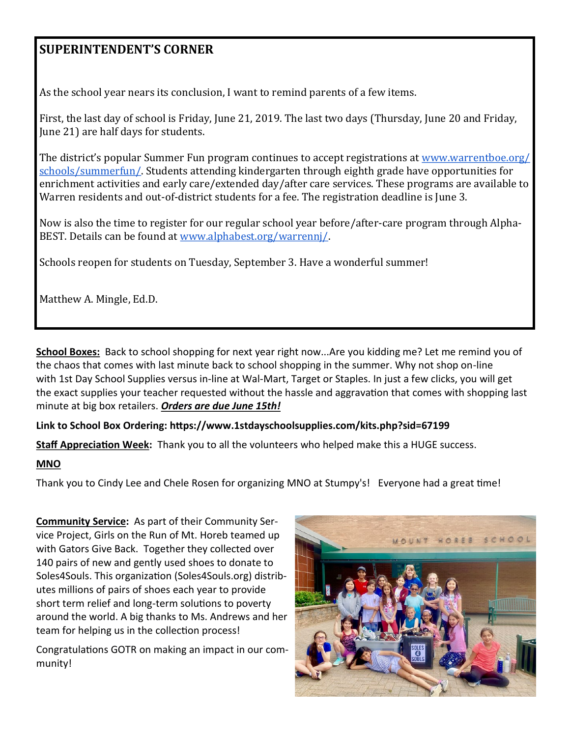## SUPERINTENDENT'S CORNER

As the school year nears its conclusion, I want to remind parents of a few items.

First, the last day of school is Friday, June 21, 2019. The last two days (Thursday, June 20 and Friday, June 21) are half days for students.

The district's popular Summer Fun program continues to accept registrations at [www.warrentboe.org/schools/summerfun/](www.warrentboe.org/schools/summerfun/). Students attending kindergarten through eighth grade have opportunities for enrichment activities and early care/extended day/after care services. These programs are available to Warren residents and out-of-district students for a fee. The registration deadline is June 3.

Now is also the time to register for our regular school year before/after-care program through Alpha-BEST. Details can be found at [www.alphabest.org/warrennj/](www.alphabest.org/warrennj/).

Schools reopen for students on Tuesday, September 3. Have a wonderful summer!

Matthew A. Mingle, Ed.D.

**School Boxes:** Back to school shopping for next year right now...Are you kidding me? Let me remind you of the chaos that comes with last minute back to school shopping in the summer. Why not shop on-line with 1st Day School Supplies versus in-line at Wal-Mart, Target or Staples. In just a few clicks, you will get the exact supplies your teacher requested without the hassle and aggravation that comes with shopping last minute at big box retailers. ***Orders are due June 15th!***

**Link to School Box Ordering: https://www.1stdayschoolsupplies.com/kits.php?sid=67199**

**Staff Appreciation Week:** Thank you to all the volunteers who helped make this a HUGE success.

**MNO**

Thank you to Cindy Lee and Chele Rosen for organizing MNO at Stumpy's! Everyone had a great time!

**Community Service:** As part of their Community Service Project, Girls on the Run of Mt. Horeb teamed up with Gators Give Back. Together they collected over 140 pairs of new and gently used shoes to donate to Soles4Souls. This organization (Soles4Souls.org) distributes millions of pairs of shoes each year to provide short term relief and long-term solutions to poverty around the world. A big thanks to Ms. Andrews and her team for helping us in the collection process!

Congratulations GOTR on making an impact in our community!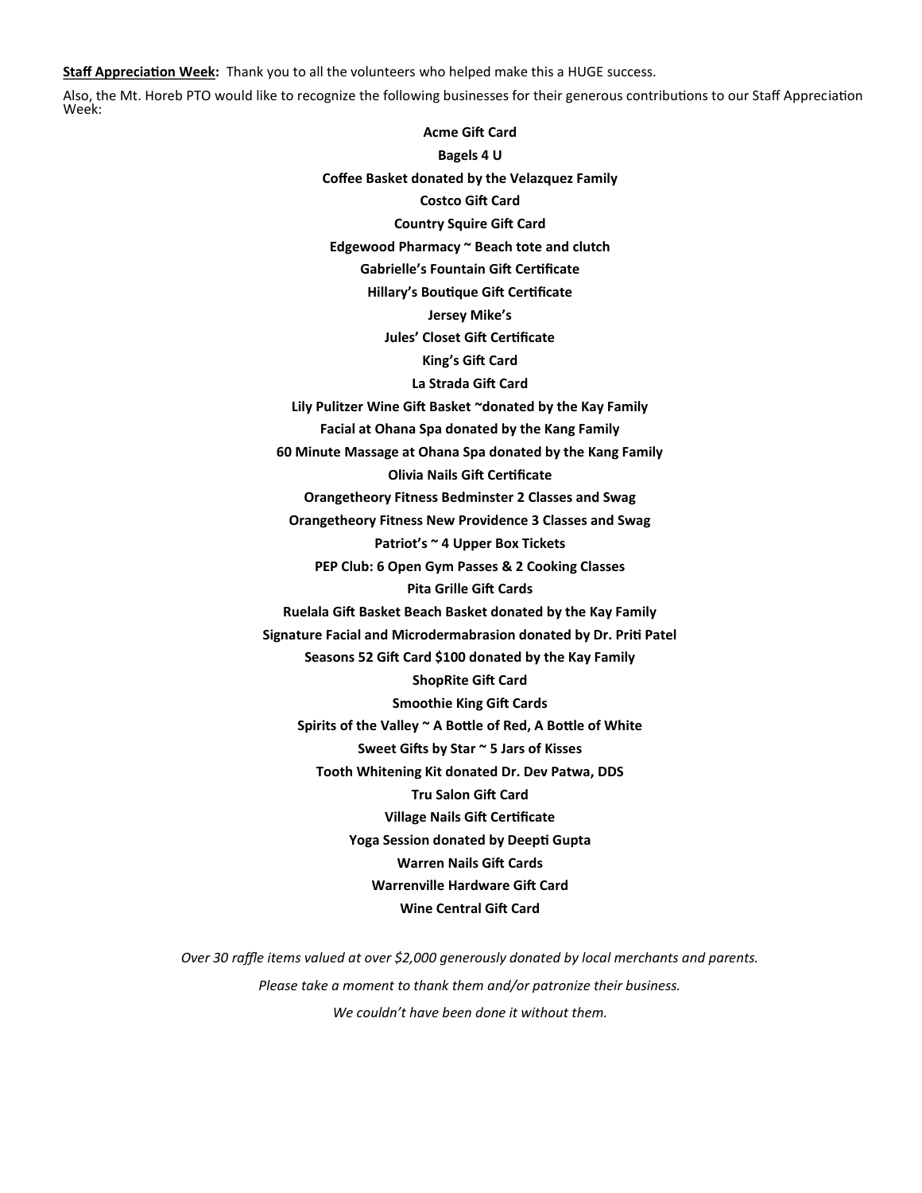**Staff Appreciation Week:** Thank you to all the volunteers who helped make this a HUGE success.

Also, the Mt. Horeb PTO would like to recognize the following businesses for their generous contributions to our Staff Appreciation Week:

**Acme Gift Card**

**Bagels 4 U**

**Coffee Basket donated by the Velazquez Family**

**Costco Gift Card**

**Country Squire Gift Card**

**Edgewood Pharmacy ~ Beach tote and clutch**

**Gabrielle's Fountain Gift Certificate**

**Hillary's Boutique Gift Certificate**

**Jersey Mike's**

**Jules' Closet Gift Certificate**

**King's Gift Card**

**La Strada Gift Card**

**Lily Pulitzer Wine Gift Basket ~donated by the Kay Family**

**Facial at Ohana Spa donated by the Kang Family**

**60 Minute Massage at Ohana Spa donated by the Kang Family**

**Olivia Nails Gift Certificate**

**Orangetheory Fitness Bedminster 2 Classes and Swag**

**Orangetheory Fitness New Providence 3 Classes and Swag**

**Patriot's ~ 4 Upper Box Tickets**

**PEP Club: 6 Open Gym Passes & 2 Cooking Classes**

**Pita Grille Gift Cards**

**Ruelala Gift Basket Beach Basket donated by the Kay Family**

**Signature Facial and Microdermabrasion donated by Dr. Priti Patel**

**Seasons 52 Gift Card $100 donated by the Kay Family**

**ShopRite Gift Card**

**Smoothie King Gift Cards**

**Spirits of the Valley ~ A Bottle of Red, A Bottle of White**

**Sweet Gifts by Star ~ 5 Jars of Kisses**

**Tooth Whitening Kit donated Dr. Dev Patwa, DDS**

**Tru Salon Gift Card**

**Village Nails Gift Certificate**

**Yoga Session donated by Deepti Gupta**

**Warren Nails Gift Cards**

**Warrenville Hardware Gift Card**

**Wine Central Gift Card**

*Over 30 raffle items valued at over $2,000 generously donated by local merchants and parents.*

*Please take a moment to thank them and/or patronize their business.*

*We couldn't have been done it without them.*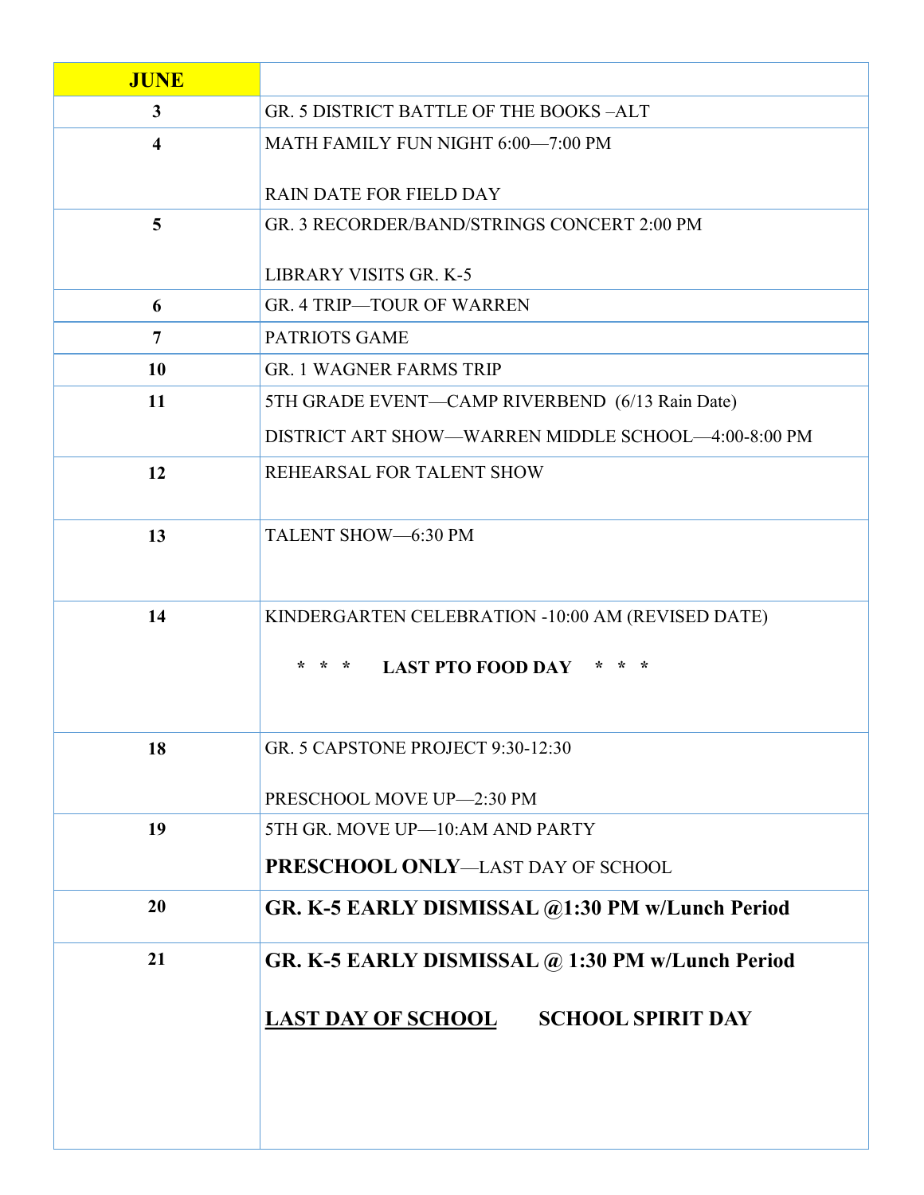| **JUNE** | |
|---|---|
| **3** | GR. 5 DISTRICT BATTLE OF THE BOOKS –ALT |
| **4** | MATH FAMILY FUN NIGHT 6:00—7:00 PM<br><br>RAIN DATE FOR FIELD DAY |
| **5** | GR. 3 RECORDER/BAND/STRINGS CONCERT 2:00 PM<br><br>LIBRARY VISITS GR. K-5 |
| **6** | GR. 4 TRIP—TOUR OF WARREN |
| **7** | PATRIOTS GAME |
| **10** | GR. 1 WAGNER FARMS TRIP |
| **11** | 5TH GRADE EVENT—CAMP RIVERBEND (6/13 Rain Date)<br><br>DISTRICT ART SHOW—WARREN MIDDLE SCHOOL—4:00-8:00 PM |
| **12** | REHEARSAL FOR TALENT SHOW |
| **13** | TALENT SHOW—6:30 PM |
| **14** | KINDERGARTEN CELEBRATION -10:00 AM (REVISED DATE)<br><br>**\* \* \* LAST PTO FOOD DAY \* \* \*** |
| **18** | GR. 5 CAPSTONE PROJECT 9:30-12:30<br><br>PRESCHOOL MOVE UP—2:30 PM |
| **19** | 5TH GR. MOVE UP—10:AM AND PARTY<br><br>**PRESCHOOL ONLY**—LAST DAY OF SCHOOL |
| **20** | **GR. K-5 EARLY DISMISSAL @1:30 PM w/Lunch Period** |
| **21** | **GR. K-5 EARLY DISMISSAL @ 1:30 PM w/Lunch Period**<br><br>**LAST DAY OF SCHOOL** **SCHOOL SPIRIT DAY** |